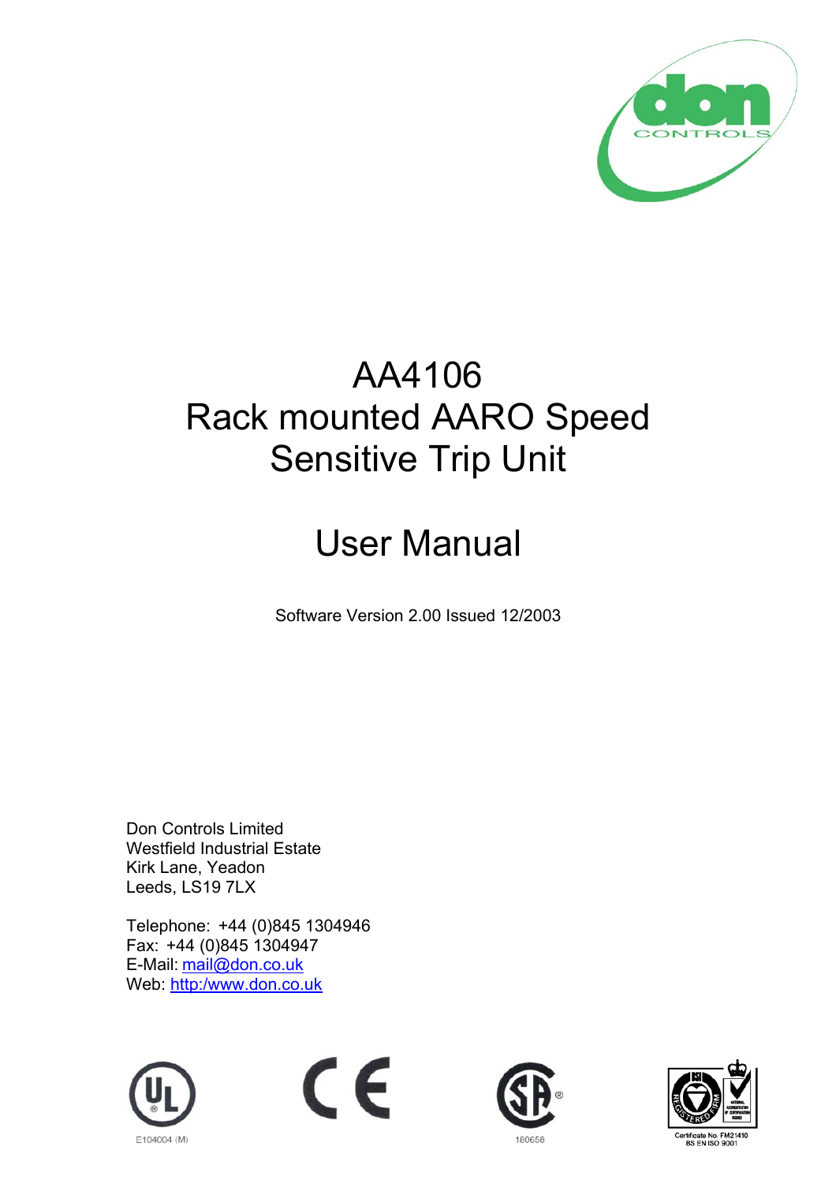# AA4106
# Rack mounted AARO Speed Sensitive Trip Unit

# User Manual

Software Version 2.00 Issued 12/2003

Don Controls Limited
Westfield Industrial Estate
Kirk Lane, Yeadon
Leeds, LS19 7LX

Telephone: +44 (0)845 1304946
Fax: +44 (0)845 1304947
E-Mail: mail@don.co.uk
Web: http:/www.don.co.uk

E104004 (M)

180658

Certificate No. FM21410
BS EN ISO 9001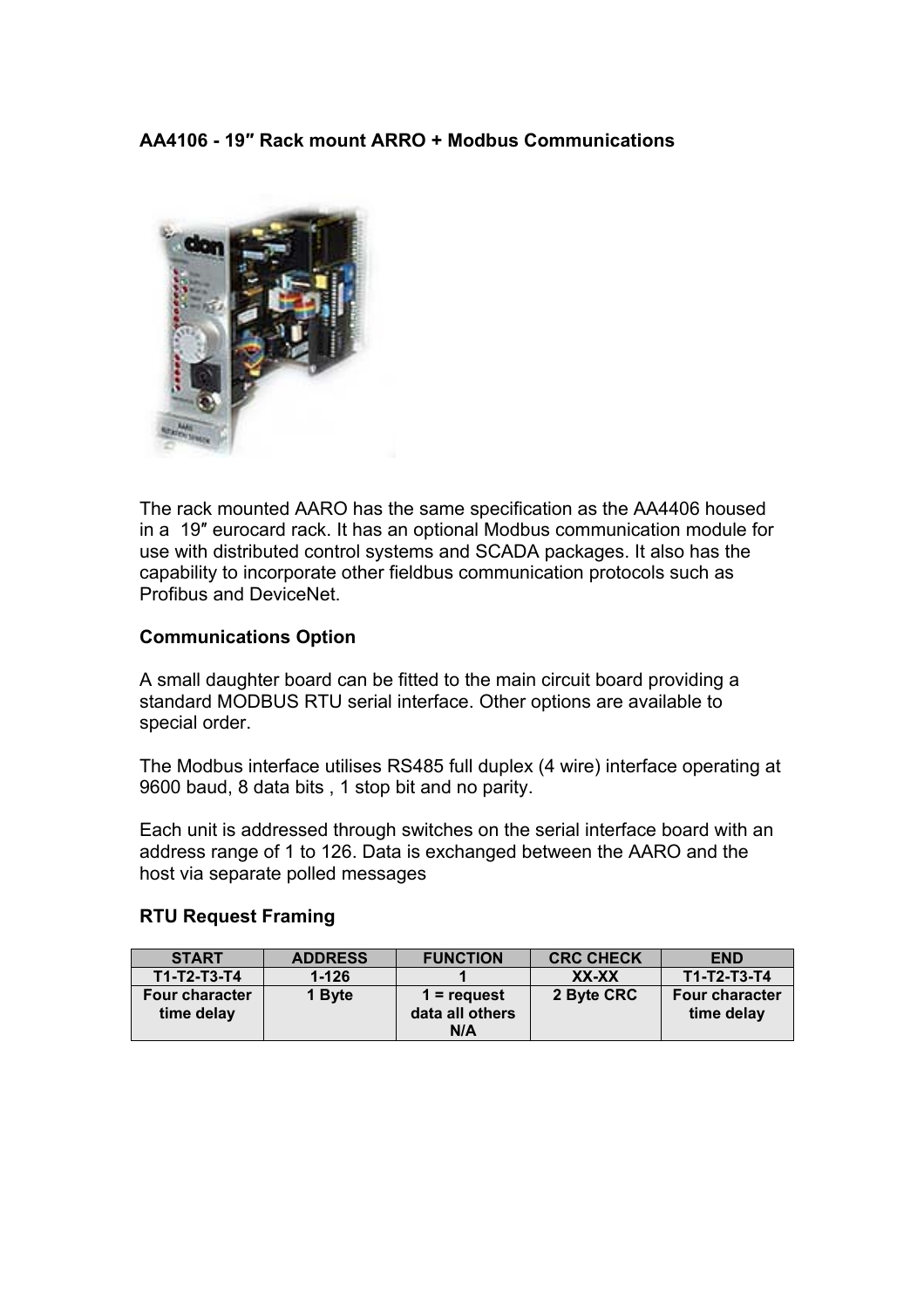**AA4106 - 19″ Rack mount ARRO + Modbus Communications**

The rack mounted AARO has the same specification as the AA4406 housed in a 19″ eurocard rack. It has an optional Modbus communication module for use with distributed control systems and SCADA packages. It also has the capability to incorporate other fieldbus communication protocols such as Profibus and DeviceNet.

**Communications Option**

A small daughter board can be fitted to the main circuit board providing a standard MODBUS RTU serial interface. Other options are available to special order.

The Modbus interface utilises RS485 full duplex (4 wire) interface operating at 9600 baud, 8 data bits , 1 stop bit and no parity.

Each unit is addressed through switches on the serial interface board with an address range of 1 to 126. Data is exchanged between the AARO and the host via separate polled messages

**RTU Request Framing**

| START | ADDRESS | FUNCTION | CRC CHECK | END |
|---|---|---|---|---|
| T1-T2-T3-T4 | 1-126 | 1 | XX-XX | T1-T2-T3-T4 |
| Four character time delay | 1 Byte | 1 = request data all others N/A | 2 Byte CRC | Four character time delay |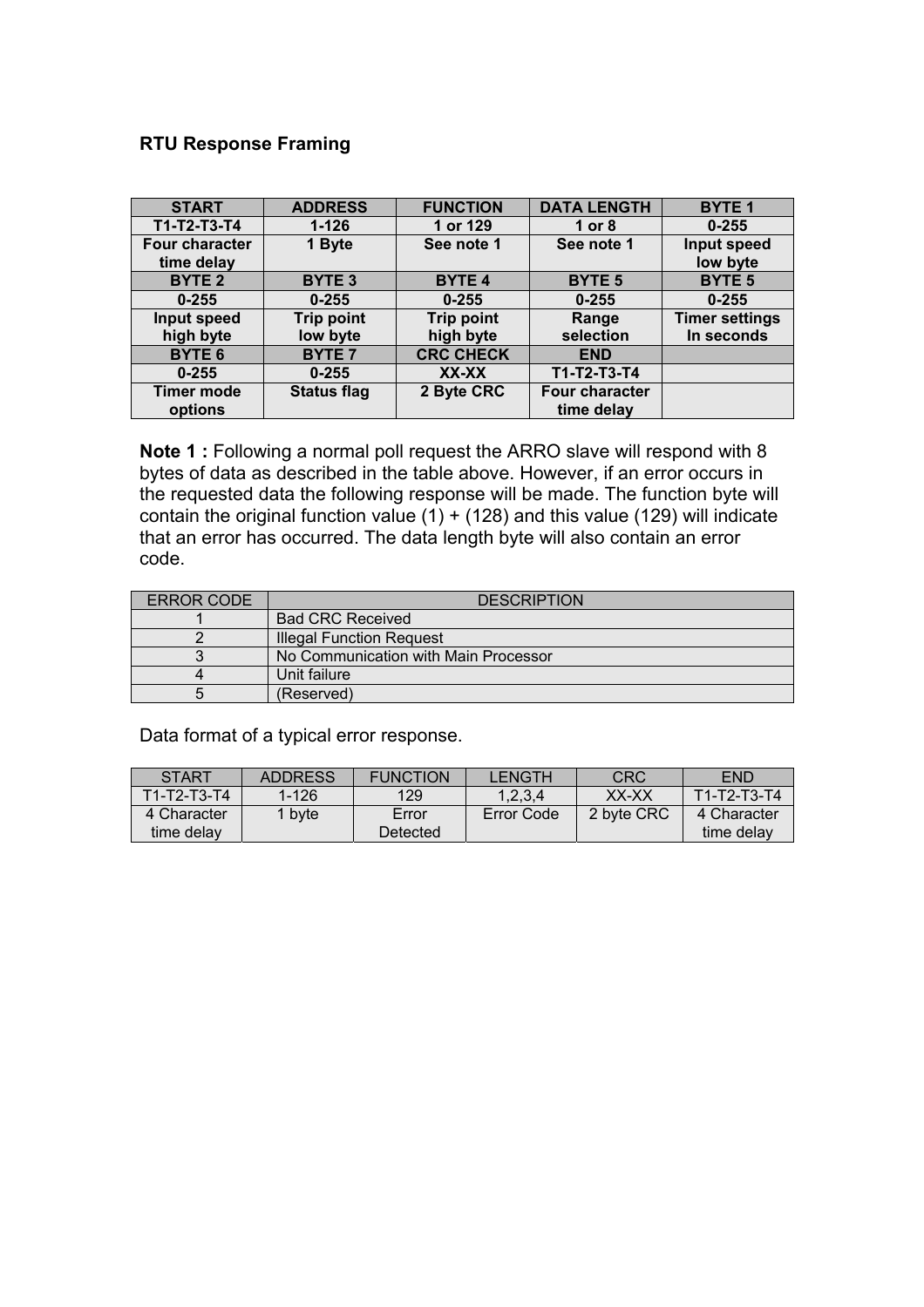**RTU Response Framing**

| START | ADDRESS | FUNCTION | DATA LENGTH | BYTE 1 |
|---|---|---|---|---|
| T1-T2-T3-T4 | 1-126 | 1 or 129 | 1 or 8 | 0-255 |
| Four character time delay | 1 Byte | See note 1 | See note 1 | Input speed low byte |
| **BYTE 2** | **BYTE 3** | **BYTE 4** | **BYTE 5** | **BYTE 5** |
| 0-255 | 0-255 | 0-255 | 0-255 | 0-255 |
| Input speed high byte | Trip point low byte | Trip point high byte | Range selection | Timer settings In seconds |
| **BYTE 6** | **BYTE 7** | **CRC CHECK** | **END** | |
| 0-255 | 0-255 | XX-XX | T1-T2-T3-T4 | |
| Timer mode options | Status flag | 2 Byte CRC | Four character time delay | |

**Note 1 :** Following a normal poll request the ARRO slave will respond with 8 bytes of data as described in the table above. However, if an error occurs in the requested data the following response will be made. The function byte will contain the original function value (1) + (128) and this value (129) will indicate that an error has occurred. The data length byte will also contain an error code.

| ERROR CODE | DESCRIPTION |
|---|---|
| 1 | Bad CRC Received |
| 2 | Illegal Function Request |
| 3 | No Communication with Main Processor |
| 4 | Unit failure |
| 5 | (Reserved) |

Data format of a typical error response.

| START | ADDRESS | FUNCTION | LENGTH | CRC | END |
|---|---|---|---|---|---|
| T1-T2-T3-T4 | 1-126 | 129 | 1,2,3,4 | XX-XX | T1-T2-T3-T4 |
| 4 Character time delay | 1 byte | Error Detected | Error Code | 2 byte CRC | 4 Character time delay |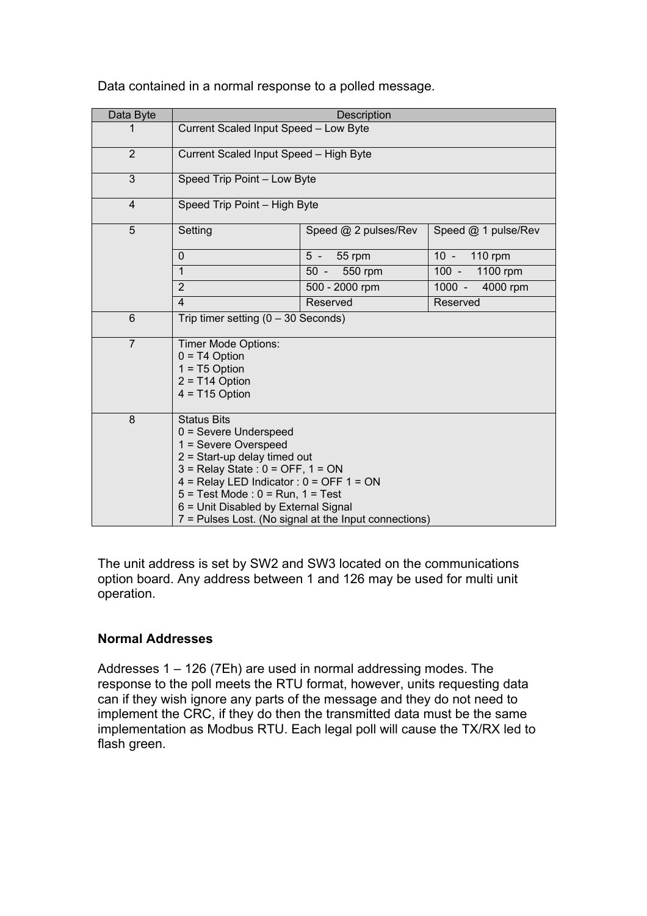Data contained in a normal response to a polled message.

| Data Byte | Description | | |
|---|---|---|---|
| 1 | Current Scaled Input Speed – Low Byte | | |
| 2 | Current Scaled Input Speed – High Byte | | |
| 3 | Speed Trip Point – Low Byte | | |
| 4 | Speed Trip Point – High Byte | | |
| 5 | Setting | Speed @ 2 pulses/Rev | Speed @ 1 pulse/Rev |
| | 0 | 5 - 55 rpm | 10 - 110 rpm |
| | 1 | 50 - 550 rpm | 100 - 1100 rpm |
| | 2 | 500 - 2000 rpm | 1000 - 4000 rpm |
| | 4 | Reserved | Reserved |
| 6 | Trip timer setting (0 – 30 Seconds) | | |
| 7 | Timer Mode Options:<br>0 = T4 Option<br>1 = T5 Option<br>2 = T14 Option<br>4 = T15 Option | | |
| 8 | Status Bits<br>0 = Severe Underspeed<br>1 = Severe Overspeed<br>2 = Start-up delay timed out<br>3 = Relay State : 0 = OFF, 1 = ON<br>4 = Relay LED Indicator : 0 = OFF 1 = ON<br>5 = Test Mode : 0 = Run, 1 = Test<br>6 = Unit Disabled by External Signal<br>7 = Pulses Lost. (No signal at the Input connections) | | |

The unit address is set by SW2 and SW3 located on the communications option board. Any address between 1 and 126 may be used for multi unit operation.

**Normal Addresses**

Addresses 1 – 126 (7Eh) are used in normal addressing modes. The response to the poll meets the RTU format, however, units requesting data can if they wish ignore any parts of the message and they do not need to implement the CRC, if they do then the transmitted data must be the same implementation as Modbus RTU. Each legal poll will cause the TX/RX led to flash green.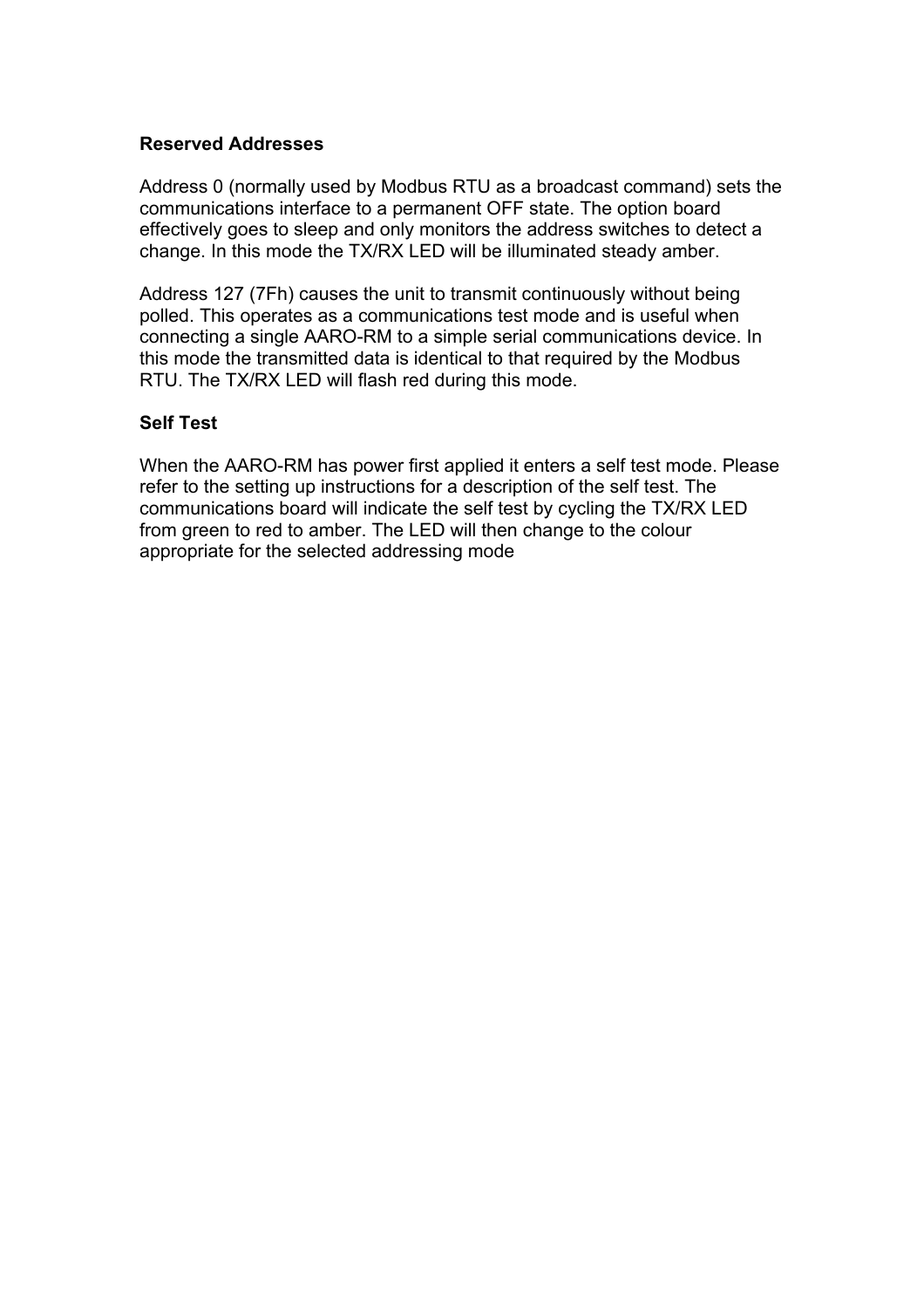### Reserved Addresses

Address 0 (normally used by Modbus RTU as a broadcast command) sets the communications interface to a permanent OFF state. The option board effectively goes to sleep and only monitors the address switches to detect a change. In this mode the TX/RX LED will be illuminated steady amber.

Address 127 (7Fh) causes the unit to transmit continuously without being polled. This operates as a communications test mode and is useful when connecting a single AARO-RM to a simple serial communications device. In this mode the transmitted data is identical to that required by the Modbus RTU. The TX/RX LED will flash red during this mode.

### Self Test

When the AARO-RM has power first applied it enters a self test mode. Please refer to the setting up instructions for a description of the self test. The communications board will indicate the self test by cycling the TX/RX LED from green to red to amber. The LED will then change to the colour appropriate for the selected addressing mode